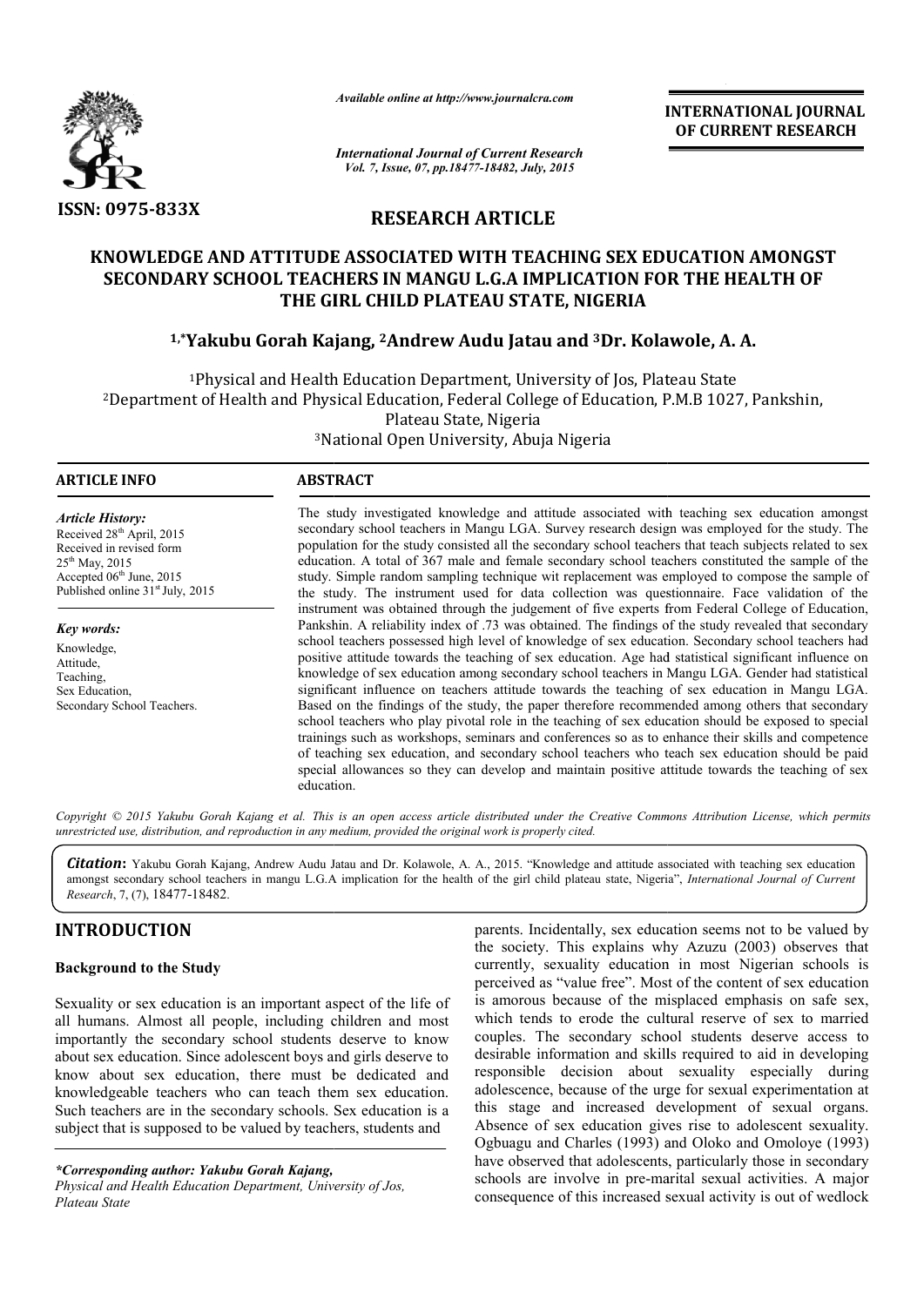*Available online at http://www.journalcra.com*

*International Journal of Current Research*
*Vol. 7, Issue, 07, pp.18477-18482, July, 2015*

**ISSN: 0975-833X**

**INTERNATIONAL JOURNAL OF CURRENT RESEARCH**

# RESEARCH ARTICLE

# KNOWLEDGE AND ATTITUDE ASSOCIATED WITH TEACHING SEX EDUCATION AMONGST SECONDARY SCHOOL TEACHERS IN MANGU L.G.A IMPLICATION FOR THE HEALTH OF THE GIRL CHILD PLATEAU STATE, NIGERIA

**[1,*]Yakubu Gorah Kajang, [2]Andrew Audu Jatau and [3]Dr. Kolawole, A. A.**

[1]Physical and Health Education Department, University of Jos, Plateau State
[2]Department of Health and Physical Education, Federal College of Education, P.M.B 1027, Pankshin, Plateau State, Nigeria
[3]National Open University, Abuja Nigeria

## ARTICLE INFO

*Article History:*
Received 28th April, 2015
Received in revised form 25th May, 2015
Accepted 06th June, 2015
Published online 31st July, 2015

*Key words:*
Knowledge,
Attitude,
Teaching,
Sex Education,
Secondary School Teachers.

## ABSTRACT

The study investigated knowledge and attitude associated with teaching sex education amongst secondary school teachers in Mangu LGA. Survey research design was employed for the study. The population for the study consisted all the secondary school teachers that teach subjects related to sex education. A total of 367 male and female secondary school teachers constituted the sample of the study. Simple random sampling technique wit replacement was employed to compose the sample of the study. The instrument used for data collection was questionnaire. Face validation of the instrument was obtained through the judgement of five experts from Federal College of Education, Pankshin. A reliability index of .73 was obtained. The findings of the study revealed that secondary school teachers possessed high level of knowledge of sex education. Secondary school teachers had positive attitude towards the teaching of sex education. Age had statistical significant influence on knowledge of sex education among secondary school teachers in Mangu LGA. Gender had statistical significant influence on teachers attitude towards the teaching of sex education in Mangu LGA. Based on the findings of the study, the paper therefore recommended among others that secondary school teachers who play pivotal role in the teaching of sex education should be exposed to special trainings such as workshops, seminars and conferences so as to enhance their skills and competence of teaching sex education, and secondary school teachers who teach sex education should be paid special allowances so they can develop and maintain positive attitude towards the teaching of sex education.

*Copyright © 2015 Yakubu Gorah Kajang et al. This is an open access article distributed under the Creative Commons Attribution License, which permits unrestricted use, distribution, and reproduction in any medium, provided the original work is properly cited.*

***Citation*:** Yakubu Gorah Kajang, Andrew Audu Jatau and Dr. Kolawole, A. A., 2015. "Knowledge and attitude associated with teaching sex education amongst secondary school teachers in mangu L.G.A implication for the health of the girl child plateau state, Nigeria", *International Journal of Current Research*, 7, (7), 18477-18482.

## INTRODUCTION

### Background to the Study

Sexuality or sex education is an important aspect of the life of all humans. Almost all people, including children and most importantly the secondary school students deserve to know about sex education. Since adolescent boys and girls deserve to know about sex education, there must be dedicated and knowledgeable teachers who can teach them sex education. Such teachers are in the secondary schools. Sex education is a subject that is supposed to be valued by teachers, students and parents. Incidentally, sex education seems not to be valued by the society. This explains why Azuzu (2003) observes that currently, sexuality education in most Nigerian schools is perceived as "value free". Most of the content of sex education is amorous because of the misplaced emphasis on safe sex, which tends to erode the cultural reserve of sex to married couples. The secondary school students deserve access to desirable information and skills required to aid in developing responsible decision about sexuality especially during adolescence, because of the urge for sexual experimentation at this stage and increased development of sexual organs. Absence of sex education gives rise to adolescent sexuality. Ogbuagu and Charles (1993) and Oloko and Omoloye (1993) have observed that adolescents, particularly those in secondary schools are involve in pre-marital sexual activities. A major consequence of this increased sexual activity is out of wedlock

**\*Corresponding author: Yakubu Gorah Kajang,**
*Physical and Health Education Department, University of Jos, Plateau State*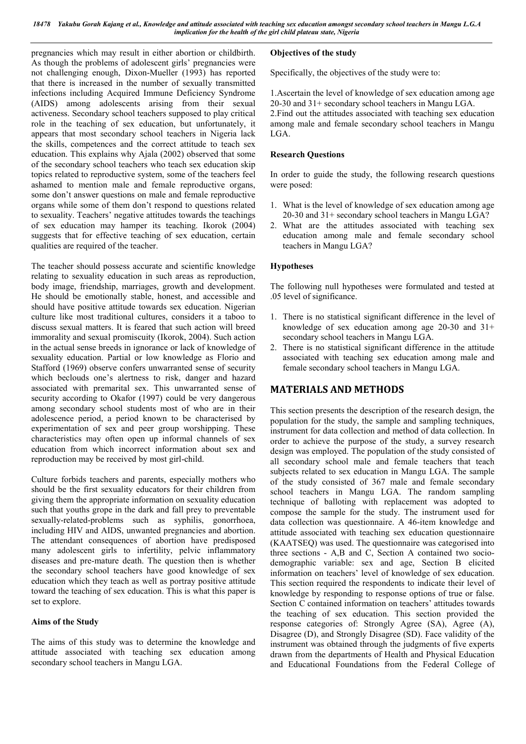pregnancies which may result in either abortion or childbirth. As though the problems of adolescent girls' pregnancies were not challenging enough, Dixon-Mueller (1993) has reported that there is increased in the number of sexually transmitted infections including Acquired Immune Deficiency Syndrome (AIDS) among adolescents arising from their sexual activeness. Secondary school teachers supposed to play critical role in the teaching of sex education, but unfortunately, it appears that most secondary school teachers in Nigeria lack the skills, competences and the correct attitude to teach sex education. This explains why Ajala (2002) observed that some of the secondary school teachers who teach sex education skip topics related to reproductive system, some of the teachers feel ashamed to mention male and female reproductive organs, some don't answer questions on male and female reproductive organs while some of them don't respond to questions related to sexuality. Teachers' negative attitudes towards the teachings of sex education may hamper its teaching. Ikorok (2004) suggests that for effective teaching of sex education, certain qualities are required of the teacher.

The teacher should possess accurate and scientific knowledge relating to sexuality education in such areas as reproduction, body image, friendship, marriages, growth and development. He should be emotionally stable, honest, and accessible and should have positive attitude towards sex education. Nigerian culture like most traditional cultures, considers it a taboo to discuss sexual matters. It is feared that such action will breed immorality and sexual promiscuity (Ikorok, 2004). Such action in the actual sense breeds in ignorance or lack of knowledge of sexuality education. Partial or low knowledge as Florio and Stafford (1969) observe confers unwarranted sense of security which beclouds one's alertness to risk, danger and hazard associated with premarital sex. This unwarranted sense of security according to Okafor (1997) could be very dangerous among secondary school students most of who are in their adolescence period, a period known to be characterised by experimentation of sex and peer group worshipping. These characteristics may often open up informal channels of sex education from which incorrect information about sex and reproduction may be received by most girl-child.

Culture forbids teachers and parents, especially mothers who should be the first sexuality educators for their children from giving them the appropriate information on sexuality education such that youths grope in the dark and fall prey to preventable sexually-related-problems such as syphilis, gonorrhoea, including HIV and AIDS, unwanted pregnancies and abortion. The attendant consequences of abortion have predisposed many adolescent girls to infertility, pelvic inflammatory diseases and pre-mature death. The question then is whether the secondary school teachers have good knowledge of sex education which they teach as well as portray positive attitude toward the teaching of sex education. This is what this paper is set to explore.

### Aims of the Study

The aims of this study was to determine the knowledge and attitude associated with teaching sex education among secondary school teachers in Mangu LGA.

### Objectives of the study

Specifically, the objectives of the study were to:

1. Ascertain the level of knowledge of sex education among age 20-30 and 31+ secondary school teachers in Mangu LGA.
2. Find out the attitudes associated with teaching sex education among male and female secondary school teachers in Mangu LGA.

### Research Questions

In order to guide the study, the following research questions were posed:

1. What is the level of knowledge of sex education among age 20-30 and 31+ secondary school teachers in Mangu LGA?
2. What are the attitudes associated with teaching sex education among male and female secondary school teachers in Mangu LGA?

### Hypotheses

The following null hypotheses were formulated and tested at .05 level of significance.

1. There is no statistical significant difference in the level of knowledge of sex education among age 20-30 and 31+ secondary school teachers in Mangu LGA.
2. There is no statistical significant difference in the attitude associated with teaching sex education among male and female secondary school teachers in Mangu LGA.

## MATERIALS AND METHODS

This section presents the description of the research design, the population for the study, the sample and sampling techniques, instrument for data collection and method of data collection. In order to achieve the purpose of the study, a survey research design was employed. The population of the study consisted of all secondary school male and female teachers that teach subjects related to sex education in Mangu LGA. The sample of the study consisted of 367 male and female secondary school teachers in Mangu LGA. The random sampling technique of balloting with replacement was adopted to compose the sample for the study. The instrument used for data collection was questionnaire. A 46-item knowledge and attitude associated with teaching sex education questionnaire (KAATSEQ) was used. The questionnaire was categorised into three sections - A,B and C, Section A contained two socio-demographic variable: sex and age, Section B elicited information on teachers' level of knowledge of sex education. This section required the respondents to indicate their level of knowledge by responding to response options of true or false. Section C contained information on teachers' attitudes towards the teaching of sex education. This section provided the response categories of: Strongly Agree (SA), Agree (A), Disagree (D), and Strongly Disagree (SD). Face validity of the instrument was obtained through the judgments of five experts drawn from the departments of Health and Physical Education and Educational Foundations from the Federal College of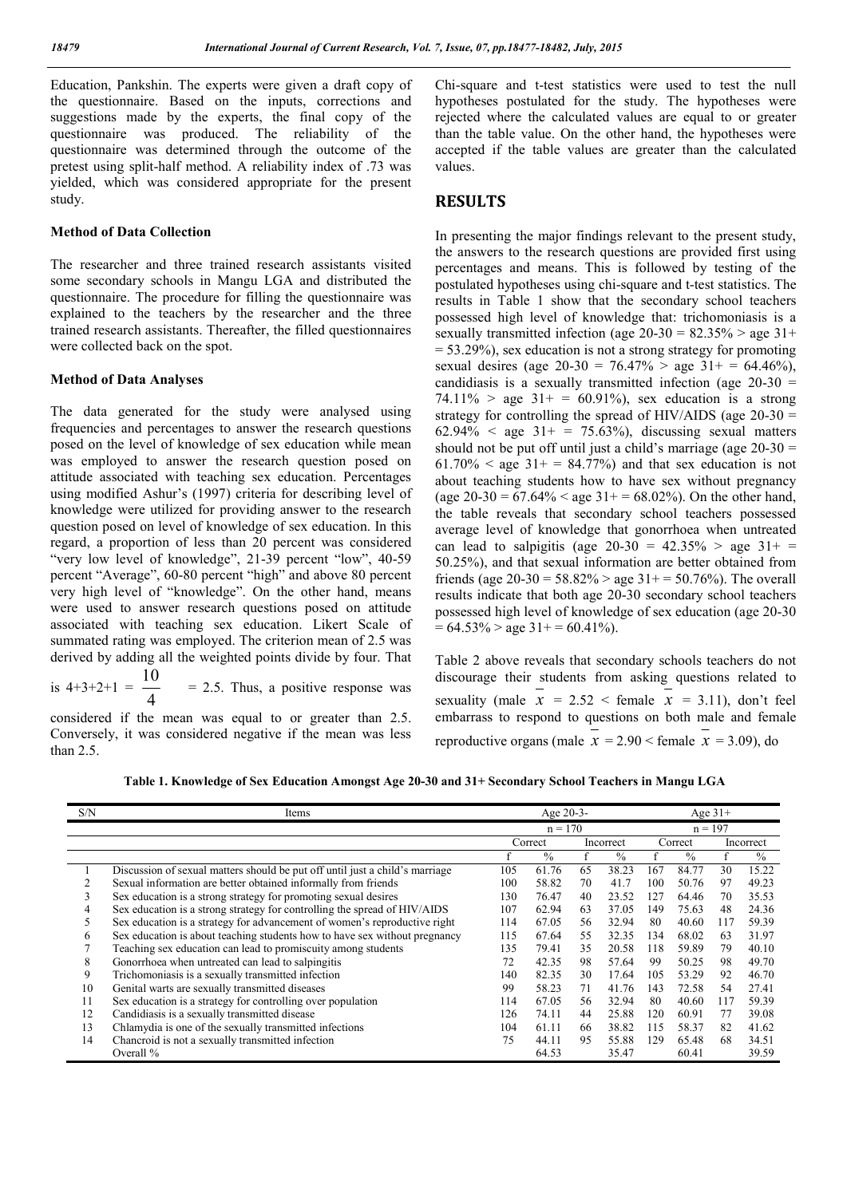Education, Pankshin. The experts were given a draft copy of the questionnaire. Based on the inputs, corrections and suggestions made by the experts, the final copy of the questionnaire was produced. The reliability of the questionnaire was determined through the outcome of the pretest using split-half method. A reliability index of .73 was yielded, which was considered appropriate for the present study.

### Method of Data Collection

The researcher and three trained research assistants visited some secondary schools in Mangu LGA and distributed the questionnaire. The procedure for filling the questionnaire was explained to the teachers by the researcher and the three trained research assistants. Thereafter, the filled questionnaires were collected back on the spot.

### Method of Data Analyses

The data generated for the study were analysed using frequencies and percentages to answer the research questions posed on the level of knowledge of sex education while mean was employed to answer the research question posed on attitude associated with teaching sex education. Percentages using modified Ashur's (1997) criteria for describing level of knowledge were utilized for providing answer to the research question posed on level of knowledge of sex education. In this regard, a proportion of less than 20 percent was considered "very low level of knowledge", 21-39 percent "low", 40-59 percent "Average", 60-80 percent "high" and above 80 percent very high level of "knowledge". On the other hand, means were used to answer research questions posed on attitude associated with teaching sex education. Likert Scale of summated rating was employed. The criterion mean of 2.5 was derived by adding all the weighted points divide by four. That is $4+3+2+1 = \frac{10}{4} = 2.5$. Thus, a positive response was considered if the mean was equal to or greater than 2.5. Conversely, it was considered negative if the mean was less than 2.5.

Chi-square and t-test statistics were used to test the null hypotheses postulated for the study. The hypotheses were rejected where the calculated values are equal to or greater than the table value. On the other hand, the hypotheses were accepted if the table values are greater than the calculated values.

## RESULTS

In presenting the major findings relevant to the present study, the answers to the research questions are provided first using percentages and means. This is followed by testing of the postulated hypotheses using chi-square and t-test statistics. The results in Table 1 show that the secondary school teachers possessed high level of knowledge that: trichomoniasis is a sexually transmitted infection (age 20-30 = 82.35% > age 31+ = 53.29%), sex education is not a strong strategy for promoting sexual desires (age 20-30 = 76.47% > age 31+ = 64.46%), candidiasis is a sexually transmitted infection (age 20-30 = 74.11% > age 31+ = 60.91%), sex education is a strong strategy for controlling the spread of HIV/AIDS (age 20-30 = 62.94% < age 31+ = 75.63%), discussing sexual matters should not be put off until just a child's marriage (age 20-30 = 61.70% < age 31+ = 84.77%) and that sex education is not about teaching students how to have sex without pregnancy (age 20-30 = 67.64% < age 31+ = 68.02%). On the other hand, the table reveals that secondary school teachers possessed average level of knowledge that gonorrhoea when untreated can lead to salpigitis (age 20-30 = 42.35% > age 31+ = 50.25%), and that sexual information are better obtained from friends (age 20-30 = 58.82% > age 31+ = 50.76%). The overall results indicate that both age 20-30 secondary school teachers possessed high level of knowledge of sex education (age 20-30 = 64.53% > age 31+ = 60.41%).

Table 2 above reveals that secondary schools teachers do not discourage their students from asking questions related to sexuality (male $\bar{x}$ = 2.52 < female $\bar{x}$ = 3.11), don't feel embarrass to respond to questions on both male and female reproductive organs (male $\bar{x}$ = 2.90 < female $\bar{x}$ = 3.09), do

**Table 1. Knowledge of Sex Education Amongst Age 20-30 and 31+ Secondary School Teachers in Mangu LGA**

| S/N | Items | Age 20-3- | | | | Age 31+ | | | |
|---|---|---|---|---|---|---|---|---|---|
| | | n = 170 | | | | n = 197 | | | |
| | | Correct | | Incorrect | | Correct | | Incorrect | |
| | | f | % | f | % | f | % | f | % |
| 1 | Discussion of sexual matters should be put off until just a child's marriage | 105 | 61.76 | 65 | 38.23 | 167 | 84.77 | 30 | 15.22 |
| 2 | Sexual information are better obtained informally from friends | 100 | 58.82 | 70 | 41.7 | 100 | 50.76 | 97 | 49.23 |
| 3 | Sex education is a strong strategy for promoting sexual desires | 130 | 76.47 | 40 | 23.52 | 127 | 64.46 | 70 | 35.53 |
| 4 | Sex education is a strong strategy for controlling the spread of HIV/AIDS | 107 | 62.94 | 63 | 37.05 | 149 | 75.63 | 48 | 24.36 |
| 5 | Sex education is a strategy for advancement of women's reproductive right | 114 | 67.05 | 56 | 32.94 | 80 | 40.60 | 117 | 59.39 |
| 6 | Sex education is about teaching students how to have sex without pregnancy | 115 | 67.64 | 55 | 32.35 | 134 | 68.02 | 63 | 31.97 |
| 7 | Teaching sex education can lead to promiscuity among students | 135 | 79.41 | 35 | 20.58 | 118 | 59.89 | 79 | 40.10 |
| 8 | Gonorrhoea when untreated can lead to salpingitis | 72 | 42.35 | 98 | 57.64 | 99 | 50.25 | 98 | 49.70 |
| 9 | Trichomoniasis is a sexually transmitted infection | 140 | 82.35 | 30 | 17.64 | 105 | 53.29 | 92 | 46.70 |
| 10 | Genital warts are sexually transmitted diseases | 99 | 58.23 | 71 | 41.76 | 143 | 72.58 | 54 | 27.41 |
| 11 | Sex education is a strategy for controlling over population | 114 | 67.05 | 56 | 32.94 | 80 | 40.60 | 117 | 59.39 |
| 12 | Candidiasis is a sexually transmitted disease | 126 | 74.11 | 44 | 25.88 | 120 | 60.91 | 77 | 39.08 |
| 13 | Chlamydia is one of the sexually transmitted infections | 104 | 61.11 | 66 | 38.82 | 115 | 58.37 | 82 | 41.62 |
| 14 | Chancroid is not a sexually transmitted infection | 75 | 44.11 | 95 | 55.88 | 129 | 65.48 | 68 | 34.51 |
| | Overall % | | 64.53 | | 35.47 | | 60.41 | | 39.59 |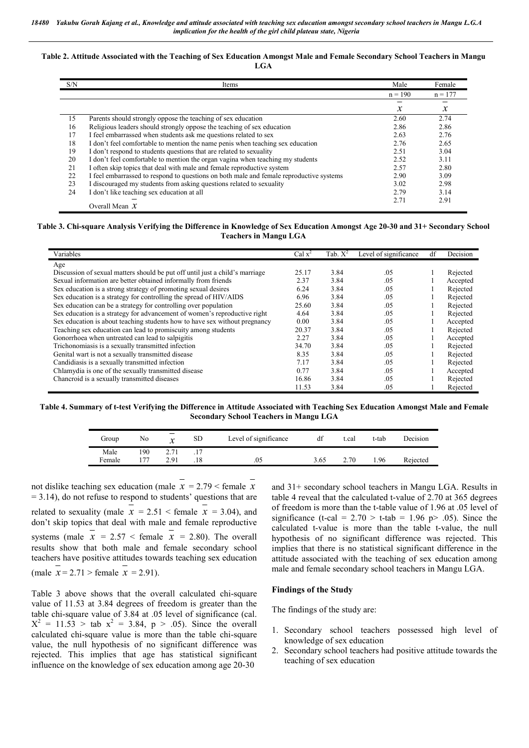**Table 2. Attitude Associated with the Teaching of Sex Education Amongst Male and Female Secondary School Teachers in Mangu LGA**

| S/N | Items | Male | Female |
|---|---|---|---|
| | | n = 190 | n = 177 |
| | | $\bar{x}$ | $\bar{x}$ |
| 15 | Parents should strongly oppose the teaching of sex education | 2.60 | 2.74 |
| 16 | Religious leaders should strongly oppose the teaching of sex education | 2.86 | 2.86 |
| 17 | I feel embarrassed when students ask me questions related to sex | 2.63 | 2.76 |
| 18 | I don't feel comfortable to mention the name penis when teaching sex education | 2.76 | 2.65 |
| 19 | I don't respond to students questions that are related to sexuality | 2.51 | 3.04 |
| 20 | I don't feel comfortable to mention the organ vagina when teaching my students | 2.52 | 3.11 |
| 21 | I often skip topics that deal with male and female reproductive system | 2.57 | 2.80 |
| 22 | I feel embarrassed to respond to questions on both male and female reproductive systems | 2.90 | 3.09 |
| 23 | I discouraged my students from asking questions related to sexuality | 3.02 | 2.98 |
| 24 | I don't like teaching sex education at all | 2.79 | 3.14 |
| | Overall Mean $\bar{x}$ | 2.71 | 2.91 |

**Table 3. Chi-square Analysis Verifying the Difference in Knowledge of Sex Education Amongst Age 20-30 and 31+ Secondary School Teachers in Mangu LGA**

| Variables | Cal $x^2$ | Tab. $X^2$ | Level of significance | df | Decision |
|---|---|---|---|---|---|
| Age | | | | | |
| Discussion of sexual matters should be put off until just a child's marriage | 25.17 | 3.84 | .05 | 1 | Rejected |
| Sexual information are better obtained informally from friends | 2.37 | 3.84 | .05 | 1 | Accepted |
| Sex education is a strong strategy of promoting sexual desires | 6.24 | 3.84 | .05 | 1 | Rejected |
| Sex education is a strategy for controlling the spread of HIV/AIDS | 6.96 | 3.84 | .05 | 1 | Rejected |
| Sex education can be a strategy for controlling over population | 25.60 | 3.84 | .05 | 1 | Rejected |
| Sex education is a strategy for advancement of women's reproductive right | 4.64 | 3.84 | .05 | 1 | Rejected |
| Sex education is about teaching students how to have sex without pregnancy | 0.00 | 3.84 | .05 | 1 | Accepted |
| Teaching sex education can lead to promiscuity among students | 20.37 | 3.84 | .05 | 1 | Rejected |
| Gonorrhoea when untreated can lead to salpigitis | 2.27 | 3.84 | .05 | 1 | Accepted |
| Trichonomiasis is a sexually transmitted infection | 34.70 | 3.84 | .05 | 1 | Rejected |
| Genital wart is not a sexually transmitted disease | 8.35 | 3.84 | .05 | 1 | Rejected |
| Candidiasis is a sexually transmitted infection | 7.17 | 3.84 | .05 | 1 | Rejected |
| Chlamydia is one of the sexually transmitted disease | 0.77 | 3.84 | .05 | 1 | Accepted |
| Chancroid is a sexually transmitted diseases | 16.86 | 3.84 | .05 | 1 | Rejected |
| | 11.53 | 3.84 | .05 | 1 | Rejected |

**Table 4. Summary of t-test Verifying the Difference in Attitude Associated with Teaching Sex Education Amongst Male and Female Secondary School Teachers in Mangu LGA**

| Group | No | $\bar{x}$ | SD | Level of significance | df | t.cal | t-tab | Decision |
|---|---|---|---|---|---|---|---|---|
| Male | 190 | 2.71 | .17 | | | | | |
| Female | 177 | 2.91 | .18 | .05 | 3.65 | 2.70 | 1.96 | Rejected |

not dislike teaching sex education (male $\bar{x}$ = 2.79 < female $\bar{x}$ = 3.14), do not refuse to respond to students' questions that are related to sexuality (male $\bar{x}$ = 2.51 < female $\bar{x}$ = 3.04), and don't skip topics that deal with male and female reproductive systems (male $\bar{x}$ = 2.57 < female $\bar{x}$ = 2.80). The overall results show that both male and female secondary school teachers have positive attitudes towards teaching sex education (male $\bar{x}$ = 2.71 > female $\bar{x}$ = 2.91).

Table 3 above shows that the overall calculated chi-square value of 11.53 at 3.84 degrees of freedom is greater than the table chi-square value of 3.84 at .05 level of significance (cal. $X^2$ = 11.53 > tab $x^2$ = 3.84, p > .05). Since the overall calculated chi-square value is more than the table chi-square value, the null hypothesis of no significant difference was rejected. This implies that age has statistical significant influence on the knowledge of sex education among age 20-30 and 31+ secondary school teachers in Mangu LGA. Results in table 4 reveal that the calculated t-value of 2.70 at 365 degrees of freedom is more than the t-table value of 1.96 at .05 level of significance (t-cal = 2.70 > t-tab = 1.96 p> .05). Since the calculated t-value is more than the table t-value, the null hypothesis of no significant difference was rejected. This implies that there is no statistical significant difference in the attitude associated with the teaching of sex education among male and female secondary school teachers in Mangu LGA.

## Findings of the Study

The findings of the study are:

1. Secondary school teachers possessed high level of knowledge of sex education
2. Secondary school teachers had positive attitude towards the teaching of sex education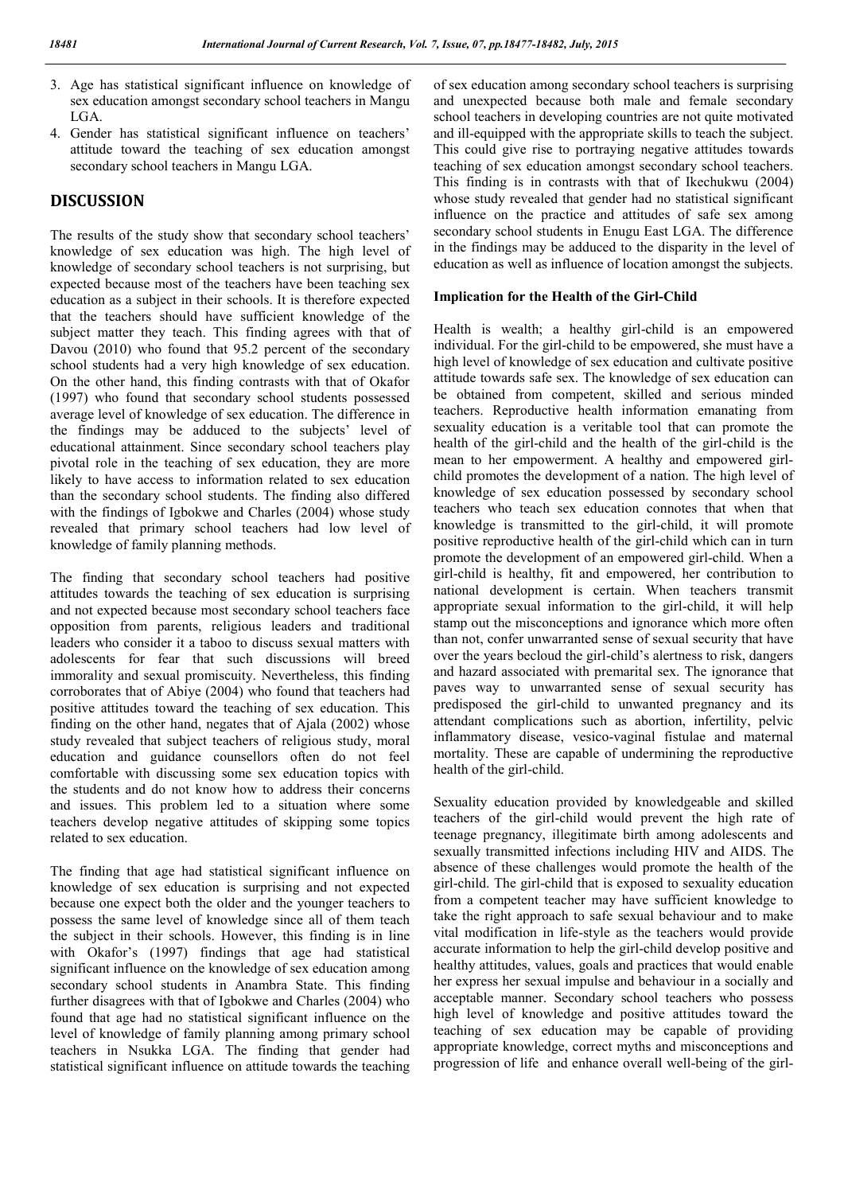3. Age has statistical significant influence on knowledge of sex education amongst secondary school teachers in Mangu LGA.
4. Gender has statistical significant influence on teachers' attitude toward the teaching of sex education amongst secondary school teachers in Mangu LGA.

## DISCUSSION

The results of the study show that secondary school teachers' knowledge of sex education was high. The high level of knowledge of secondary school teachers is not surprising, but expected because most of the teachers have been teaching sex education as a subject in their schools. It is therefore expected that the teachers should have sufficient knowledge of the subject matter they teach. This finding agrees with that of Davou (2010) who found that 95.2 percent of the secondary school students had a very high knowledge of sex education. On the other hand, this finding contrasts with that of Okafor (1997) who found that secondary school students possessed average level of knowledge of sex education. The difference in the findings may be adduced to the subjects' level of educational attainment. Since secondary school teachers play pivotal role in the teaching of sex education, they are more likely to have access to information related to sex education than the secondary school students. The finding also differed with the findings of Igbokwe and Charles (2004) whose study revealed that primary school teachers had low level of knowledge of family planning methods.

The finding that secondary school teachers had positive attitudes towards the teaching of sex education is surprising and not expected because most secondary school teachers face opposition from parents, religious leaders and traditional leaders who consider it a taboo to discuss sexual matters with adolescents for fear that such discussions will breed immorality and sexual promiscuity. Nevertheless, this finding corroborates that of Abiye (2004) who found that teachers had positive attitudes toward the teaching of sex education. This finding on the other hand, negates that of Ajala (2002) whose study revealed that subject teachers of religious study, moral education and guidance counsellors often do not feel comfortable with discussing some sex education topics with the students and do not know how to address their concerns and issues. This problem led to a situation where some teachers develop negative attitudes of skipping some topics related to sex education.

The finding that age had statistical significant influence on knowledge of sex education is surprising and not expected because one expect both the older and the younger teachers to possess the same level of knowledge since all of them teach the subject in their schools. However, this finding is in line with Okafor's (1997) findings that age had statistical significant influence on the knowledge of sex education among secondary school students in Anambra State. This finding further disagrees with that of Igbokwe and Charles (2004) who found that age had no statistical significant influence on the level of knowledge of family planning among primary school teachers in Nsukka LGA. The finding that gender had statistical significant influence on attitude towards the teaching of sex education among secondary school teachers is surprising and unexpected because both male and female secondary school teachers in developing countries are not quite motivated and ill-equipped with the appropriate skills to teach the subject. This could give rise to portraying negative attitudes towards teaching of sex education amongst secondary school teachers. This finding is in contrasts with that of Ikechukwu (2004) whose study revealed that gender had no statistical significant influence on the practice and attitudes of safe sex among secondary school students in Enugu East LGA. The difference in the findings may be adduced to the disparity in the level of education as well as influence of location amongst the subjects.

### Implication for the Health of the Girl-Child

Health is wealth; a healthy girl-child is an empowered individual. For the girl-child to be empowered, she must have a high level of knowledge of sex education and cultivate positive attitude towards safe sex. The knowledge of sex education can be obtained from competent, skilled and serious minded teachers. Reproductive health information emanating from sexuality education is a veritable tool that can promote the health of the girl-child and the health of the girl-child is the mean to her empowerment. A healthy and empowered girl-child promotes the development of a nation. The high level of knowledge of sex education possessed by secondary school teachers who teach sex education connotes that when that knowledge is transmitted to the girl-child, it will promote positive reproductive health of the girl-child which can in turn promote the development of an empowered girl-child. When a girl-child is healthy, fit and empowered, her contribution to national development is certain. When teachers transmit appropriate sexual information to the girl-child, it will help stamp out the misconceptions and ignorance which more often than not, confer unwarranted sense of sexual security that have over the years becloud the girl-child's alertness to risk, dangers and hazard associated with premarital sex. The ignorance that paves way to unwarranted sense of sexual security has predisposed the girl-child to unwanted pregnancy and its attendant complications such as abortion, infertility, pelvic inflammatory disease, vesico-vaginal fistulae and maternal mortality. These are capable of undermining the reproductive health of the girl-child.

Sexuality education provided by knowledgeable and skilled teachers of the girl-child would prevent the high rate of teenage pregnancy, illegitimate birth among adolescents and sexually transmitted infections including HIV and AIDS. The absence of these challenges would promote the health of the girl-child. The girl-child that is exposed to sexuality education from a competent teacher may have sufficient knowledge to take the right approach to safe sexual behaviour and to make vital modification in life-style as the teachers would provide accurate information to help the girl-child develop positive and healthy attitudes, values, goals and practices that would enable her express her sexual impulse and behaviour in a socially and acceptable manner. Secondary school teachers who possess high level of knowledge and positive attitudes toward the teaching of sex education may be capable of providing appropriate knowledge, correct myths and misconceptions and progression of life and enhance overall well-being of the girl-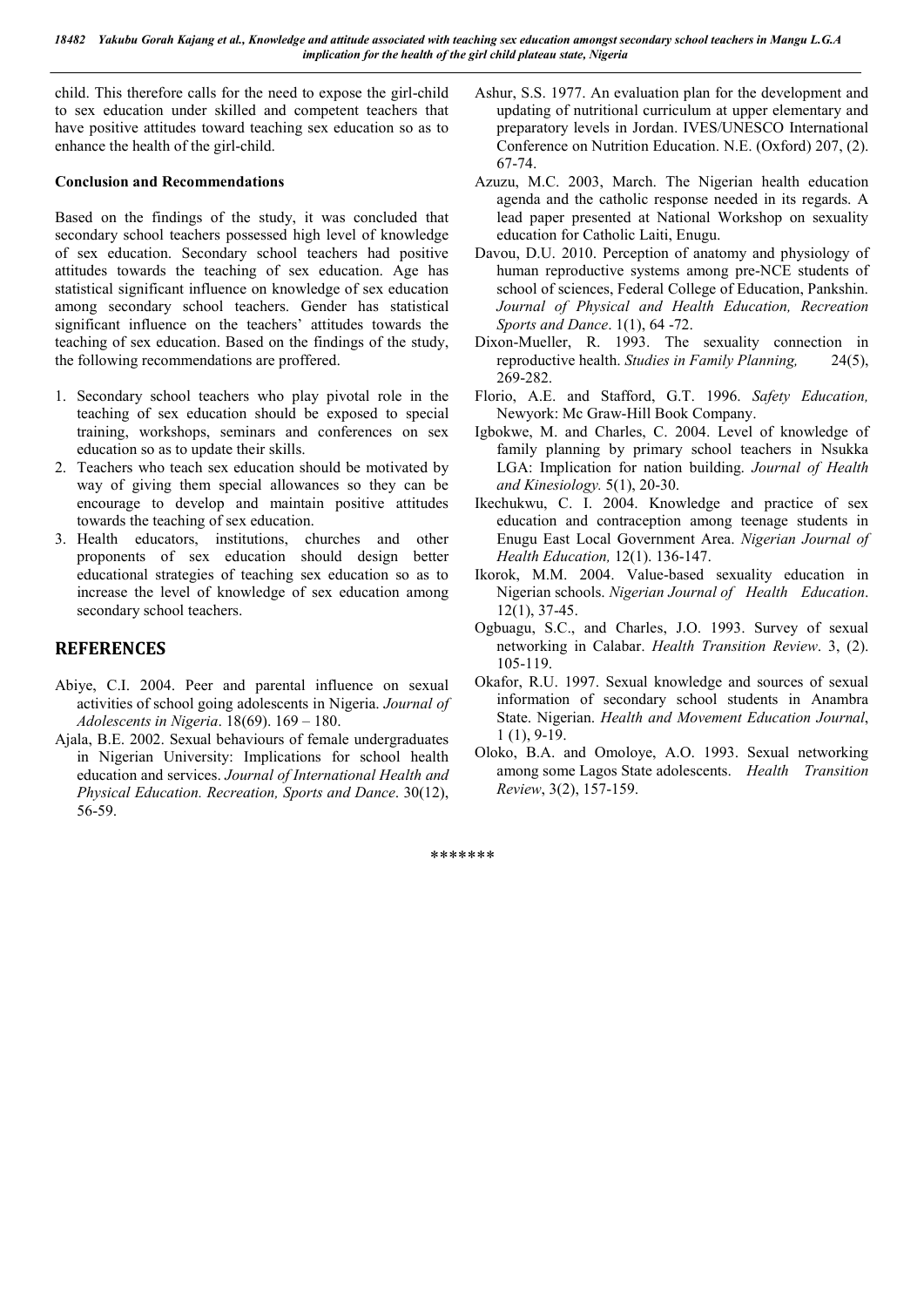child. This therefore calls for the need to expose the girl-child to sex education under skilled and competent teachers that have positive attitudes toward teaching sex education so as to enhance the health of the girl-child.

**Conclusion and Recommendations**

Based on the findings of the study, it was concluded that secondary school teachers possessed high level of knowledge of sex education. Secondary school teachers had positive attitudes towards the teaching of sex education. Age has statistical significant influence on knowledge of sex education among secondary school teachers. Gender has statistical significant influence on the teachers' attitudes towards the teaching of sex education. Based on the findings of the study, the following recommendations are proffered.

1. Secondary school teachers who play pivotal role in the teaching of sex education should be exposed to special training, workshops, seminars and conferences on sex education so as to update their skills.
2. Teachers who teach sex education should be motivated by way of giving them special allowances so they can be encourage to develop and maintain positive attitudes towards the teaching of sex education.
3. Health educators, institutions, churches and other proponents of sex education should design better educational strategies of teaching sex education so as to increase the level of knowledge of sex education among secondary school teachers.

## REFERENCES

Abiye, C.I. 2004. Peer and parental influence on sexual activities of school going adolescents in Nigeria. *Journal of Adolescents in Nigeria*. 18(69). 169 – 180.

Ajala, B.E. 2002. Sexual behaviours of female undergraduates in Nigerian University: Implications for school health education and services. *Journal of International Health and Physical Education. Recreation, Sports and Dance*. 30(12), 56-59.

Ashur, S.S. 1977. An evaluation plan for the development and updating of nutritional curriculum at upper elementary and preparatory levels in Jordan. IVES/UNESCO International Conference on Nutrition Education. N.E. (Oxford) 207, (2). 67-74.

Azuzu, M.C. 2003, March. The Nigerian health education agenda and the catholic response needed in its regards. A lead paper presented at National Workshop on sexuality education for Catholic Laiti, Enugu.

Davou, D.U. 2010. Perception of anatomy and physiology of human reproductive systems among pre-NCE students of school of sciences, Federal College of Education, Pankshin. *Journal of Physical and Health Education, Recreation Sports and Dance*. 1(1), 64 -72.

Dixon-Mueller, R. 1993. The sexuality connection in reproductive health. *Studies in Family Planning,* 24(5), 269-282.

Florio, A.E. and Stafford, G.T. 1996. *Safety Education,* Newyork: Mc Graw-Hill Book Company.

Igbokwe, M. and Charles, C. 2004. Level of knowledge of family planning by primary school teachers in Nsukka LGA: Implication for nation building. *Journal of Health and Kinesiology.* 5(1), 20-30.

Ikechukwu, C. I. 2004. Knowledge and practice of sex education and contraception among teenage students in Enugu East Local Government Area. *Nigerian Journal of Health Education,* 12(1). 136-147.

Ikorok, M.M. 2004. Value-based sexuality education in Nigerian schools. *Nigerian Journal of Health Education*. 12(1), 37-45.

Ogbuagu, S.C., and Charles, J.O. 1993. Survey of sexual networking in Calabar. *Health Transition Review*. 3, (2). 105-119.

Okafor, R.U. 1997. Sexual knowledge and sources of sexual information of secondary school students in Anambra State. Nigerian. *Health and Movement Education Journal*, 1 (1), 9-19.

Oloko, B.A. and Omoloye, A.O. 1993. Sexual networking among some Lagos State adolescents. *Health Transition Review*, 3(2), 157-159.

\*\*\*\*\*\*\*